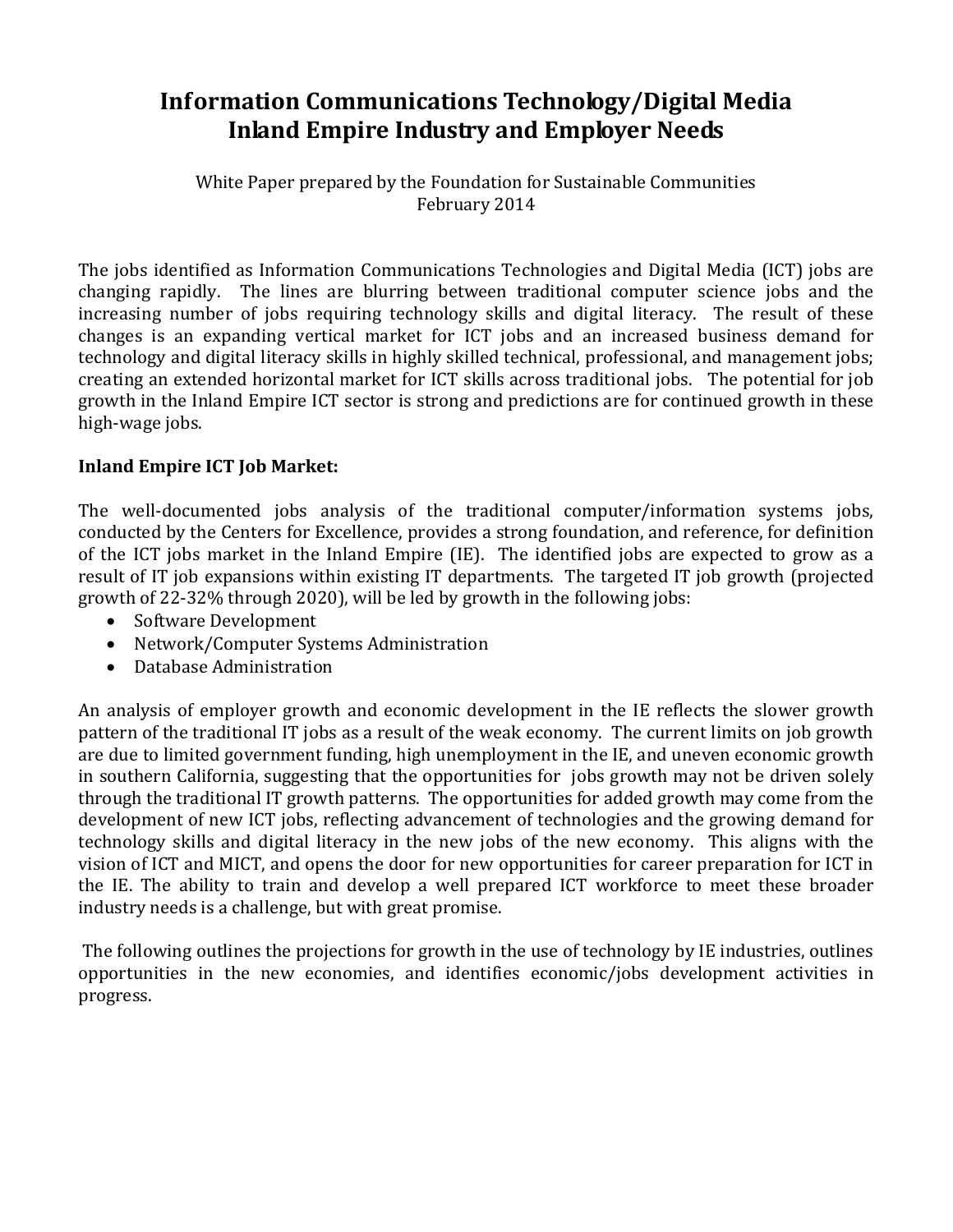# Information Communications Technology/Digital Media Inland Empire Industry and Employer Needs

White Paper prepared by the Foundation for Sustainable Communities
February 2014

The jobs identified as Information Communications Technologies and Digital Media (ICT) jobs are changing rapidly. The lines are blurring between traditional computer science jobs and the increasing number of jobs requiring technology skills and digital literacy. The result of these changes is an expanding vertical market for ICT jobs and an increased business demand for technology and digital literacy skills in highly skilled technical, professional, and management jobs; creating an extended horizontal market for ICT skills across traditional jobs. The potential for job growth in the Inland Empire ICT sector is strong and predictions are for continued growth in these high-wage jobs.

**Inland Empire ICT Job Market:**

The well-documented jobs analysis of the traditional computer/information systems jobs, conducted by the Centers for Excellence, provides a strong foundation, and reference, for definition of the ICT jobs market in the Inland Empire (IE). The identified jobs are expected to grow as a result of IT job expansions within existing IT departments. The targeted IT job growth (projected growth of 22-32% through 2020), will be led by growth in the following jobs:

- Software Development
- Network/Computer Systems Administration
- Database Administration

An analysis of employer growth and economic development in the IE reflects the slower growth pattern of the traditional IT jobs as a result of the weak economy. The current limits on job growth are due to limited government funding, high unemployment in the IE, and uneven economic growth in southern California, suggesting that the opportunities for jobs growth may not be driven solely through the traditional IT growth patterns. The opportunities for added growth may come from the development of new ICT jobs, reflecting advancement of technologies and the growing demand for technology skills and digital literacy in the new jobs of the new economy. This aligns with the vision of ICT and MICT, and opens the door for new opportunities for career preparation for ICT in the IE. The ability to train and develop a well prepared ICT workforce to meet these broader industry needs is a challenge, but with great promise.

The following outlines the projections for growth in the use of technology by IE industries, outlines opportunities in the new economies, and identifies economic/jobs development activities in progress.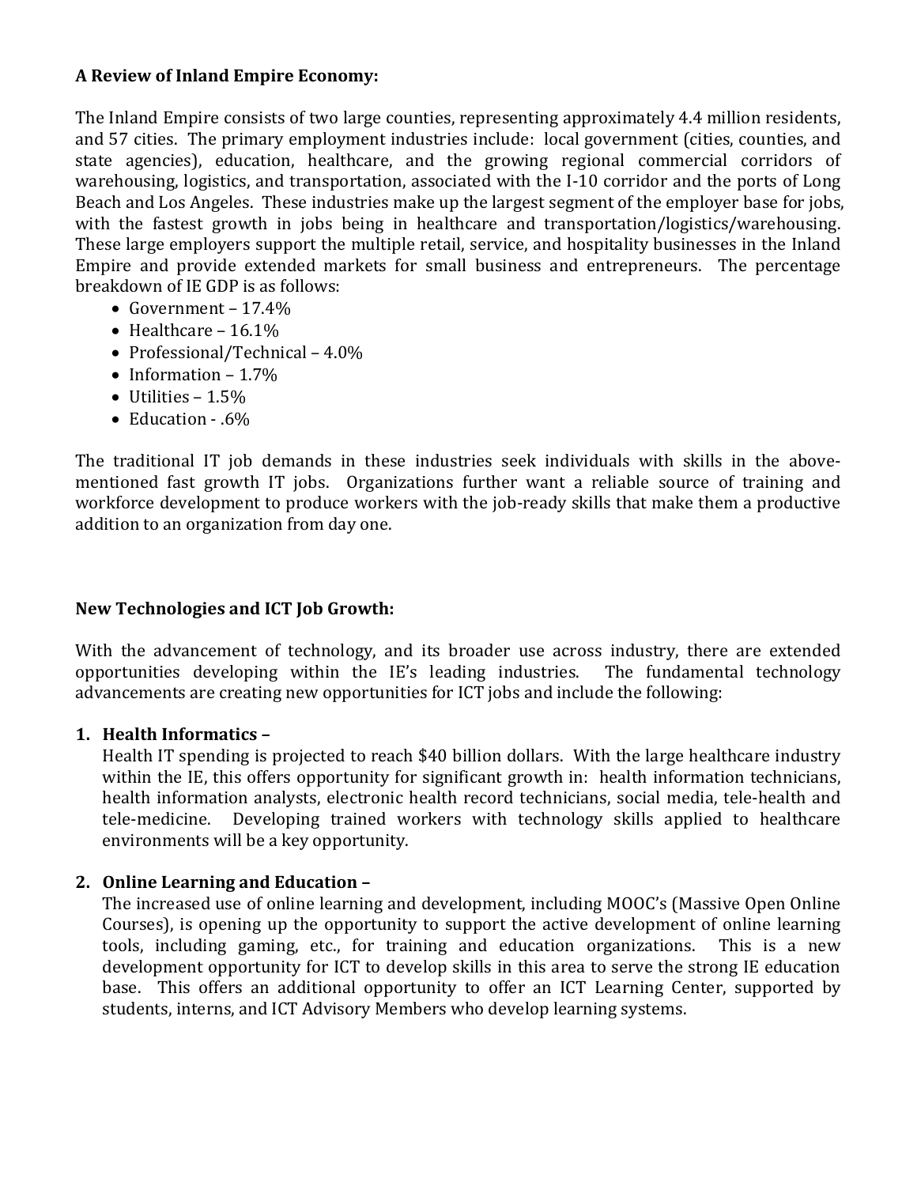**A Review of Inland Empire Economy:**

The Inland Empire consists of two large counties, representing approximately 4.4 million residents, and 57 cities. The primary employment industries include: local government (cities, counties, and state agencies), education, healthcare, and the growing regional commercial corridors of warehousing, logistics, and transportation, associated with the I-10 corridor and the ports of Long Beach and Los Angeles. These industries make up the largest segment of the employer base for jobs, with the fastest growth in jobs being in healthcare and transportation/logistics/warehousing. These large employers support the multiple retail, service, and hospitality businesses in the Inland Empire and provide extended markets for small business and entrepreneurs. The percentage breakdown of IE GDP is as follows:

- Government – 17.4%
- Healthcare – 16.1%
- Professional/Technical – 4.0%
- Information – 1.7%
- Utilities – 1.5%
- Education - .6%

The traditional IT job demands in these industries seek individuals with skills in the above-mentioned fast growth IT jobs. Organizations further want a reliable source of training and workforce development to produce workers with the job-ready skills that make them a productive addition to an organization from day one.

**New Technologies and ICT Job Growth:**

With the advancement of technology, and its broader use across industry, there are extended opportunities developing within the IE's leading industries. The fundamental technology advancements are creating new opportunities for ICT jobs and include the following:

1. **Health Informatics –**
   Health IT spending is projected to reach $40 billion dollars. With the large healthcare industry within the IE, this offers opportunity for significant growth in: health information technicians, health information analysts, electronic health record technicians, social media, tele-health and tele-medicine. Developing trained workers with technology skills applied to healthcare environments will be a key opportunity.

2. **Online Learning and Education –**
   The increased use of online learning and development, including MOOC's (Massive Open Online Courses), is opening up the opportunity to support the active development of online learning tools, including gaming, etc., for training and education organizations. This is a new development opportunity for ICT to develop skills in this area to serve the strong IE education base. This offers an additional opportunity to offer an ICT Learning Center, supported by students, interns, and ICT Advisory Members who develop learning systems.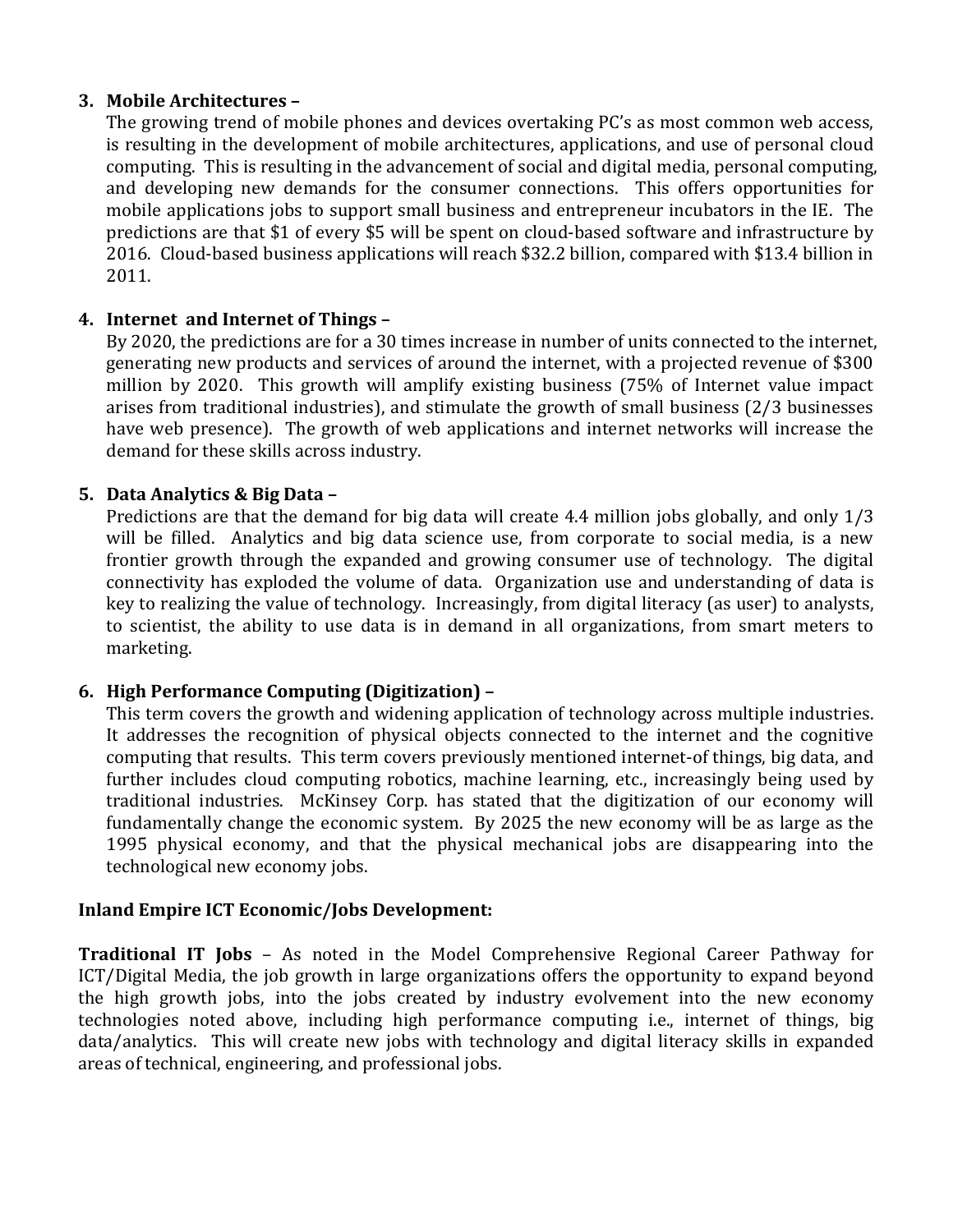3. **Mobile Architectures –**
   The growing trend of mobile phones and devices overtaking PC's as most common web access, is resulting in the development of mobile architectures, applications, and use of personal cloud computing. This is resulting in the advancement of social and digital media, personal computing, and developing new demands for the consumer connections. This offers opportunities for mobile applications jobs to support small business and entrepreneur incubators in the IE. The predictions are that $1 of every $5 will be spent on cloud-based software and infrastructure by 2016. Cloud-based business applications will reach $32.2 billion, compared with $13.4 billion in 2011.

4. **Internet and Internet of Things –**
   By 2020, the predictions are for a 30 times increase in number of units connected to the internet, generating new products and services of around the internet, with a projected revenue of $300 million by 2020. This growth will amplify existing business (75% of Internet value impact arises from traditional industries), and stimulate the growth of small business (2/3 businesses have web presence). The growth of web applications and internet networks will increase the demand for these skills across industry.

5. **Data Analytics & Big Data –**
   Predictions are that the demand for big data will create 4.4 million jobs globally, and only 1/3 will be filled. Analytics and big data science use, from corporate to social media, is a new frontier growth through the expanded and growing consumer use of technology. The digital connectivity has exploded the volume of data. Organization use and understanding of data is key to realizing the value of technology. Increasingly, from digital literacy (as user) to analysts, to scientist, the ability to use data is in demand in all organizations, from smart meters to marketing.

6. **High Performance Computing (Digitization) –**
   This term covers the growth and widening application of technology across multiple industries. It addresses the recognition of physical objects connected to the internet and the cognitive computing that results. This term covers previously mentioned internet-of things, big data, and further includes cloud computing robotics, machine learning, etc., increasingly being used by traditional industries. McKinsey Corp. has stated that the digitization of our economy will fundamentally change the economic system. By 2025 the new economy will be as large as the 1995 physical economy, and that the physical mechanical jobs are disappearing into the technological new economy jobs.

**Inland Empire ICT Economic/Jobs Development:**

**Traditional IT Jobs** – As noted in the Model Comprehensive Regional Career Pathway for ICT/Digital Media, the job growth in large organizations offers the opportunity to expand beyond the high growth jobs, into the jobs created by industry evolvement into the new economy technologies noted above, including high performance computing i.e., internet of things, big data/analytics. This will create new jobs with technology and digital literacy skills in expanded areas of technical, engineering, and professional jobs.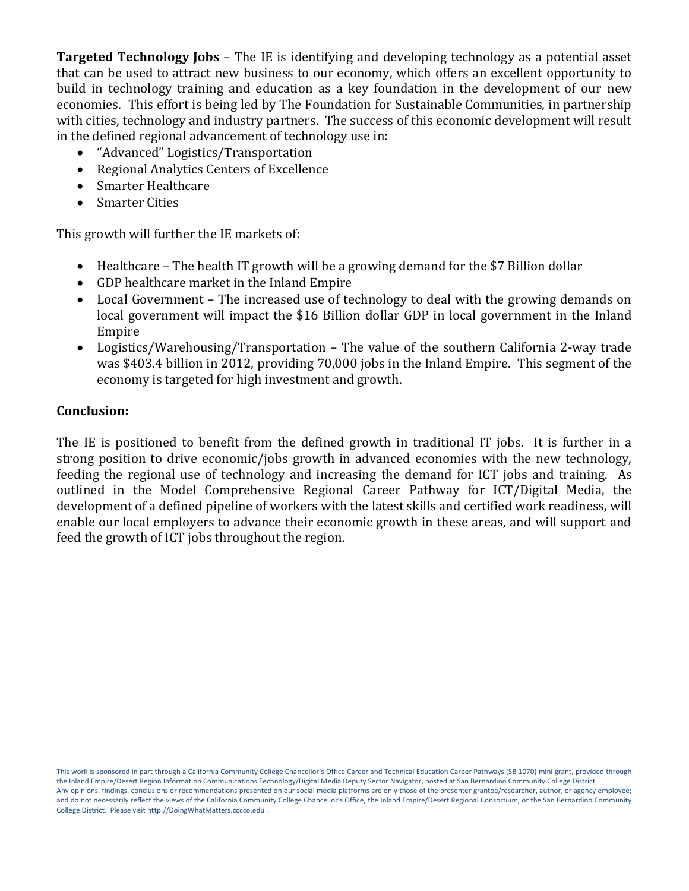**Targeted Technology Jobs** – The IE is identifying and developing technology as a potential asset that can be used to attract new business to our economy, which offers an excellent opportunity to build in technology training and education as a key foundation in the development of our new economies. This effort is being led by The Foundation for Sustainable Communities, in partnership with cities, technology and industry partners. The success of this economic development will result in the defined regional advancement of technology use in:

- "Advanced" Logistics/Transportation
- Regional Analytics Centers of Excellence
- Smarter Healthcare
- Smarter Cities

This growth will further the IE markets of:

- Healthcare – The health IT growth will be a growing demand for the $7 Billion dollar
- GDP healthcare market in the Inland Empire
- Local Government – The increased use of technology to deal with the growing demands on local government will impact the $16 Billion dollar GDP in local government in the Inland Empire
- Logistics/Warehousing/Transportation – The value of the southern California 2-way trade was $403.4 billion in 2012, providing 70,000 jobs in the Inland Empire. This segment of the economy is targeted for high investment and growth.

**Conclusion:**

The IE is positioned to benefit from the defined growth in traditional IT jobs. It is further in a strong position to drive economic/jobs growth in advanced economies with the new technology, feeding the regional use of technology and increasing the demand for ICT jobs and training. As outlined in the Model Comprehensive Regional Career Pathway for ICT/Digital Media, the development of a defined pipeline of workers with the latest skills and certified work readiness, will enable our local employers to advance their economic growth in these areas, and will support and feed the growth of ICT jobs throughout the region.

This work is sponsored in part through a California Community College Chancellor's Office Career and Technical Education Career Pathways (SB 1070) mini grant, provided through the Inland Empire/Desert Region Information Communications Technology/Digital Media Deputy Sector Navigator, hosted at San Bernardino Community College District. Any opinions, findings, conclusions or recommendations presented on our social media platforms are only those of the presenter grantee/researcher, author, or agency employee; and do not necessarily reflect the views of the California Community College Chancellor's Office, the Inland Empire/Desert Regional Consortium, or the San Bernardino Community College District. Please visit http://DoingWhatMatters.cccco.edu .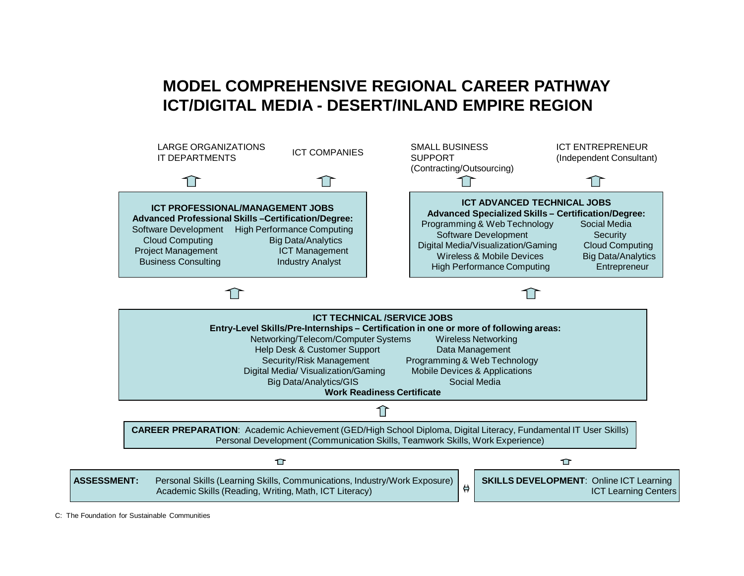# MODEL COMPREHENSIVE REGIONAL CAREER PATHWAY
# ICT/DIGITAL MEDIA - DESERT/INLAND EMPIRE REGION

LARGE ORGANIZATIONS IT DEPARTMENTS

ICT COMPANIES

SMALL BUSINESS SUPPORT (Contracting/Outsourcing)

ICT ENTREPRENEUR (Independent Consultant)

**ICT PROFESSIONAL/MANAGEMENT JOBS**
**Advanced Professional Skills –Certification/Degree:**

Software Development
High Performance Computing
Cloud Computing
Big Data/Analytics
Project Management
ICT Management
Business Consulting
Industry Analyst

**ICT ADVANCED TECHNICAL JOBS**
**Advanced Specialized Skills – Certification/Degree:**

Programming & Web Technology
Social Media
Software Development
Security
Digital Media/Visualization/Gaming
Cloud Computing
Wireless & Mobile Devices
Big Data/Analytics
High Performance Computing
Entrepreneur

**ICT TECHNICAL /SERVICE JOBS**
**Entry-Level Skills/Pre-Internships – Certification in one or more of following areas:**

Networking/Telecom/Computer Systems
Wireless Networking
Help Desk & Customer Support
Data Management
Security/Risk Management
Programming & Web Technology
Digital Media/ Visualization/Gaming
Mobile Devices & Applications
Big Data/Analytics/GIS
Social Media

**Work Readiness Certificate**

**CAREER PREPARATION**: Academic Achievement (GED/High School Diploma, Digital Literacy, Fundamental IT User Skills)
Personal Development (Communication Skills, Teamwork Skills, Work Experience)

**ASSESSMENT:** Personal Skills (Learning Skills, Communications, Industry/Work Exposure)
Academic Skills (Reading, Writing, Math, ICT Literacy)

**SKILLS DEVELOPMENT**: Online ICT Learning
ICT Learning Centers

C: The Foundation for Sustainable Communities